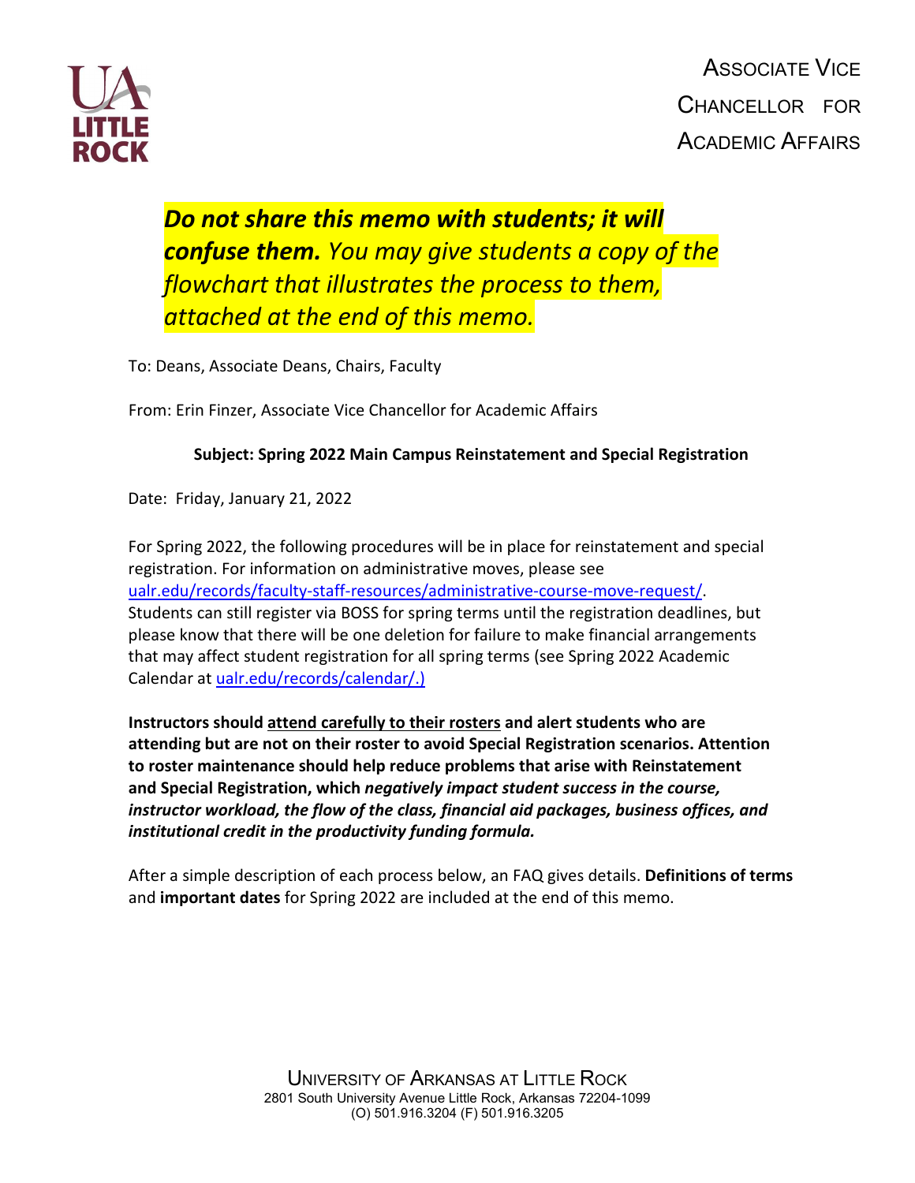ASSOCIATE VICE CHANCELLOR FOR ACADEMIC AFFAIRS

***Do not share this memo with students; it will confuse them.*** *You may give students a copy of the flowchart that illustrates the process to them, attached at the end of this memo.*

To: Deans, Associate Deans, Chairs, Faculty

From: Erin Finzer, Associate Vice Chancellor for Academic Affairs

**Subject: Spring 2022 Main Campus Reinstatement and Special Registration**

Date: Friday, January 21, 2022

For Spring 2022, the following procedures will be in place for reinstatement and special registration. For information on administrative moves, please see [ualr.edu/records/faculty-staff-resources/administrative-course-move-request/](ualr.edu/records/faculty-staff-resources/administrative-course-move-request/). Students can still register via BOSS for spring terms until the registration deadlines, but please know that there will be one deletion for failure to make financial arrangements that may affect student registration for all spring terms (see Spring 2022 Academic Calendar at [ualr.edu/records/calendar/.)](ualr.edu/records/calendar/)

**Instructors should <u>attend carefully to their rosters</u> and alert students who are attending but are not on their roster to avoid Special Registration scenarios. Attention to roster maintenance should help reduce problems that arise with Reinstatement and Special Registration, which *negatively impact student success in the course, instructor workload, the flow of the class, financial aid packages, business offices, and institutional credit in the productivity funding formula.***

After a simple description of each process below, an FAQ gives details. **Definitions of terms** and **important dates** for Spring 2022 are included at the end of this memo.

UNIVERSITY OF ARKANSAS AT LITTLE ROCK
2801 South University Avenue Little Rock, Arkansas 72204-1099
(O) 501.916.3204 (F) 501.916.3205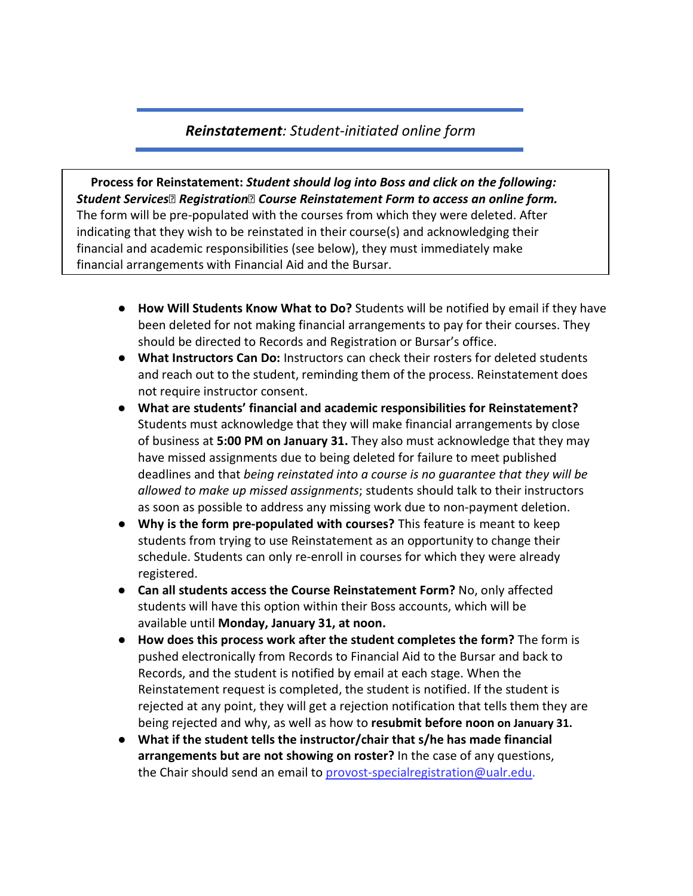## ***Reinstatement**: Student-initiated online form*

**Process for Reinstatement:** ***Student should log into Boss and click on the following: Student Services→ Registration→ Course Reinstatement Form to access an online form.*** The form will be pre-populated with the courses from which they were deleted. After indicating that they wish to be reinstated in their course(s) and acknowledging their financial and academic responsibilities (see below), they must immediately make financial arrangements with Financial Aid and the Bursar.

- **How Will Students Know What to Do?** Students will be notified by email if they have been deleted for not making financial arrangements to pay for their courses. They should be directed to Records and Registration or Bursar's office.
- **What Instructors Can Do:** Instructors can check their rosters for deleted students and reach out to the student, reminding them of the process. Reinstatement does not require instructor consent.
- **What are students' financial and academic responsibilities for Reinstatement?** Students must acknowledge that they will make financial arrangements by close of business at **5:00 PM on January 31.** They also must acknowledge that they may have missed assignments due to being deleted for failure to meet published deadlines and that *being reinstated into a course is no guarantee that they will be allowed to make up missed assignments*; students should talk to their instructors as soon as possible to address any missing work due to non-payment deletion.
- **Why is the form pre-populated with courses?** This feature is meant to keep students from trying to use Reinstatement as an opportunity to change their schedule. Students can only re-enroll in courses for which they were already registered.
- **Can all students access the Course Reinstatement Form?** No, only affected students will have this option within their Boss accounts, which will be available until **Monday, January 31, at noon.**
- **How does this process work after the student completes the form?** The form is pushed electronically from Records to Financial Aid to the Bursar and back to Records, and the student is notified by email at each stage. When the Reinstatement request is completed, the student is notified. If the student is rejected at any point, they will get a rejection notification that tells them they are being rejected and why, as well as how to **resubmit before noon on January 31.**
- **What if the student tells the instructor/chair that s/he has made financial arrangements but are not showing on roster?** In the case of any questions, the Chair should send an email to provost-specialregistration@ualr.edu.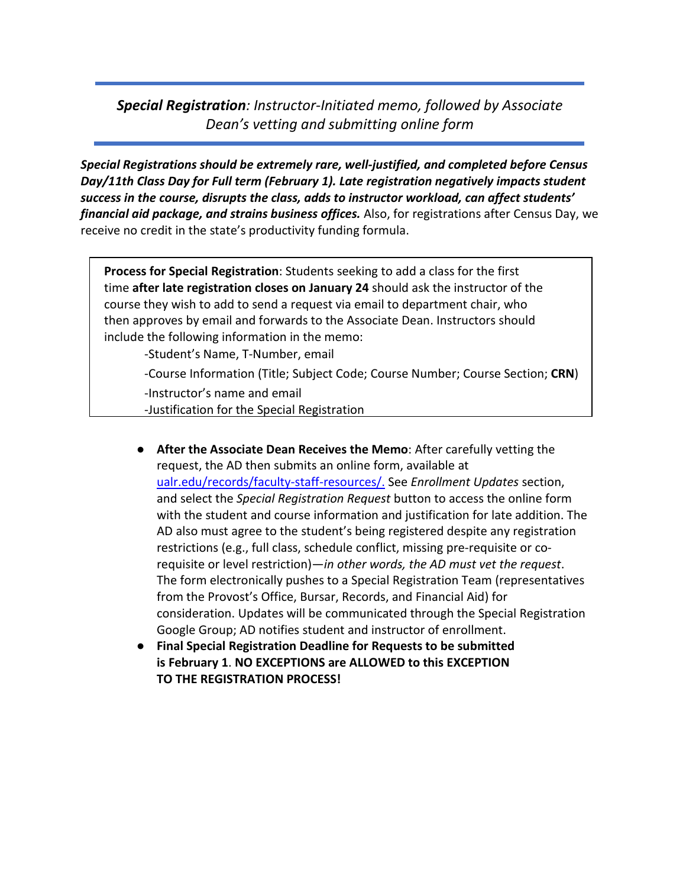## ***Special Registration**: Instructor-Initiated memo, followed by Associate Dean's vetting and submitting online form*

***Special Registrations should be extremely rare, well-justified, and completed before Census Day/11th Class Day for Full term (February 1). Late registration negatively impacts student success in the course, disrupts the class, adds to instructor workload, can affect students' financial aid package, and strains business offices.*** Also, for registrations after Census Day, we receive no credit in the state's productivity funding formula.

**Process for Special Registration**: Students seeking to add a class for the first time **after late registration closes on January 24** should ask the instructor of the course they wish to add to send a request via email to department chair, who then approves by email and forwards to the Associate Dean. Instructors should include the following information in the memo:

- -Student's Name, T-Number, email
- -Course Information (Title; Subject Code; Course Number; Course Section; **CRN**)
- -Instructor's name and email
- -Justification for the Special Registration

- **After the Associate Dean Receives the Memo**: After carefully vetting the request, the AD then submits an online form, available at ualr.edu/records/faculty-staff-resources/. See *Enrollment Updates* section, and select the *Special Registration Request* button to access the online form with the student and course information and justification for late addition. The AD also must agree to the student's being registered despite any registration restrictions (e.g., full class, schedule conflict, missing pre-requisite or co-requisite or level restriction)—*in other words, the AD must vet the request*. The form electronically pushes to a Special Registration Team (representatives from the Provost's Office, Bursar, Records, and Financial Aid) for consideration. Updates will be communicated through the Special Registration Google Group; AD notifies student and instructor of enrollment.
- **Final Special Registration Deadline for Requests to be submitted is February 1**. **NO EXCEPTIONS are ALLOWED to this EXCEPTION TO THE REGISTRATION PROCESS!**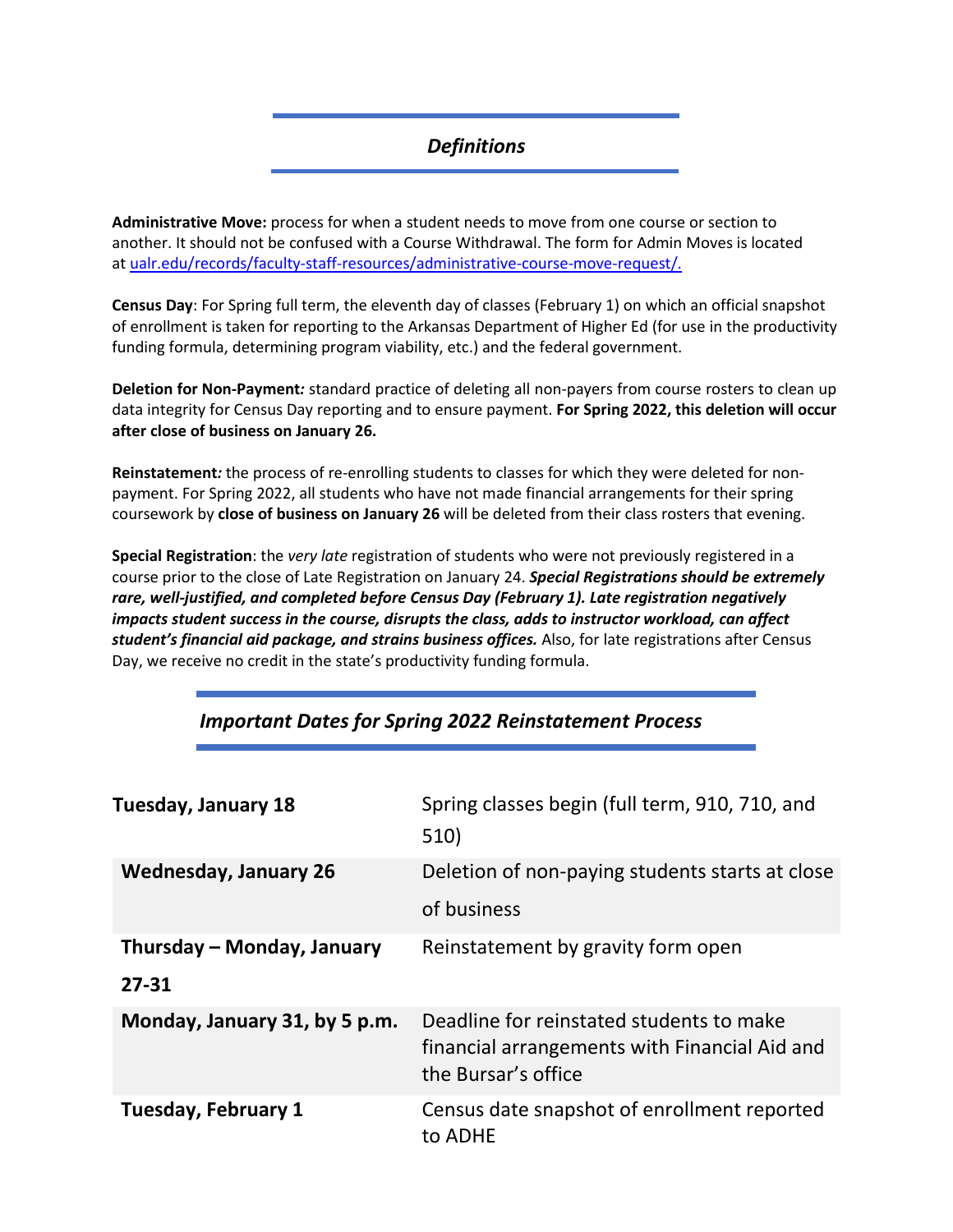## *Definitions*

**Administrative Move:** process for when a student needs to move from one course or section to another. It should not be confused with a Course Withdrawal. The form for Admin Moves is located at [ualr.edu/records/faculty-staff-resources/administrative-course-move-request/.](https://ualr.edu/records/faculty-staff-resources/administrative-course-move-request/)

**Census Day**: For Spring full term, the eleventh day of classes (February 1) on which an official snapshot of enrollment is taken for reporting to the Arkansas Department of Higher Ed (for use in the productivity funding formula, determining program viability, etc.) and the federal government.

**Deletion for Non-Payment***:* standard practice of deleting all non-payers from course rosters to clean up data integrity for Census Day reporting and to ensure payment. **For Spring 2022, this deletion will occur after close of business on January 26.**

**Reinstatement***:* the process of re-enrolling students to classes for which they were deleted for non-payment. For Spring 2022, all students who have not made financial arrangements for their spring coursework by **close of business on January 26** will be deleted from their class rosters that evening.

**Special Registration**: the *very late* registration of students who were not previously registered in a course prior to the close of Late Registration on January 24. ***Special Registrations should be extremely rare, well-justified, and completed before Census Day (February 1). Late registration negatively impacts student success in the course, disrupts the class, adds to instructor workload, can affect student's financial aid package, and strains business offices.*** Also, for late registrations after Census Day, we receive no credit in the state's productivity funding formula.

## *Important Dates for Spring 2022 Reinstatement Process*

| | |
|---|---|
| **Tuesday, January 18** | Spring classes begin (full term, 910, 710, and 510) |
| **Wednesday, January 26** | Deletion of non-paying students starts at close of business |
| **Thursday – Monday, January 27-31** | Reinstatement by gravity form open |
| **Monday, January 31, by 5 p.m.** | Deadline for reinstated students to make financial arrangements with Financial Aid and the Bursar's office |
| **Tuesday, February 1** | Census date snapshot of enrollment reported to ADHE |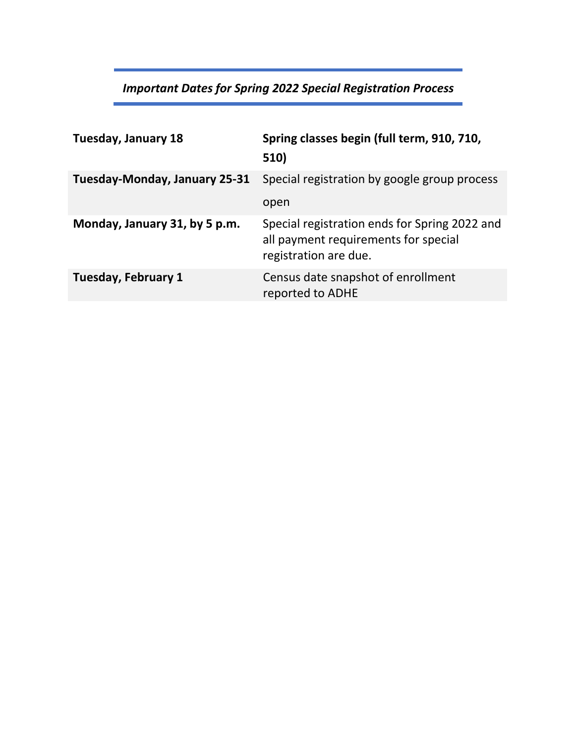***Important Dates for Spring 2022 Special Registration Process***

| | |
|---|---|
| **Tuesday, January 18** | **Spring classes begin (full term, 910, 710, 510)** |
| **Tuesday-Monday, January 25-31** | Special registration by google group process open |
| **Monday, January 31, by 5 p.m.** | Special registration ends for Spring 2022 and all payment requirements for special registration are due. |
| **Tuesday, February 1** | Census date snapshot of enrollment reported to ADHE |